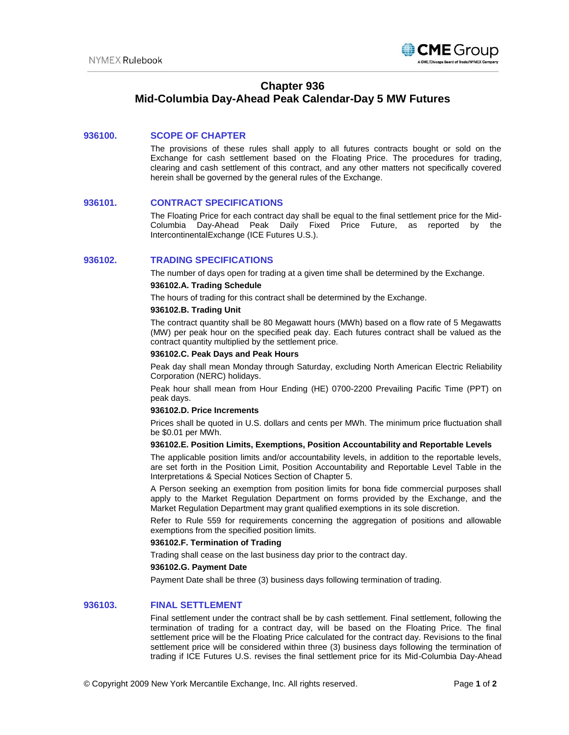# Chapter 936
# Mid-Columbia Day-Ahead Peak Calendar-Day 5 MW Futures

## 936100. SCOPE OF CHAPTER

The provisions of these rules shall apply to all futures contracts bought or sold on the Exchange for cash settlement based on the Floating Price. The procedures for trading, clearing and cash settlement of this contract, and any other matters not specifically covered herein shall be governed by the general rules of the Exchange.

## 936101. CONTRACT SPECIFICATIONS

The Floating Price for each contract day shall be equal to the final settlement price for the Mid-Columbia Day-Ahead Peak Daily Fixed Price Future, as reported by the IntercontinentalExchange (ICE Futures U.S.).

## 936102. TRADING SPECIFICATIONS

The number of days open for trading at a given time shall be determined by the Exchange.

### 936102.A. Trading Schedule

The hours of trading for this contract shall be determined by the Exchange.

### 936102.B. Trading Unit

The contract quantity shall be 80 Megawatt hours (MWh) based on a flow rate of 5 Megawatts (MW) per peak hour on the specified peak day. Each futures contract shall be valued as the contract quantity multiplied by the settlement price.

### 936102.C. Peak Days and Peak Hours

Peak day shall mean Monday through Saturday, excluding North American Electric Reliability Corporation (NERC) holidays.

Peak hour shall mean from Hour Ending (HE) 0700-2200 Prevailing Pacific Time (PPT) on peak days.

### 936102.D. Price Increments

Prices shall be quoted in U.S. dollars and cents per MWh. The minimum price fluctuation shall be $0.01 per MWh.

### 936102.E. Position Limits, Exemptions, Position Accountability and Reportable Levels

The applicable position limits and/or accountability levels, in addition to the reportable levels, are set forth in the Position Limit, Position Accountability and Reportable Level Table in the Interpretations & Special Notices Section of Chapter 5.

A Person seeking an exemption from position limits for bona fide commercial purposes shall apply to the Market Regulation Department on forms provided by the Exchange, and the Market Regulation Department may grant qualified exemptions in its sole discretion.

Refer to Rule 559 for requirements concerning the aggregation of positions and allowable exemptions from the specified position limits.

### 936102.F. Termination of Trading

Trading shall cease on the last business day prior to the contract day.

### 936102.G. Payment Date

Payment Date shall be three (3) business days following termination of trading.

## 936103. FINAL SETTLEMENT

Final settlement under the contract shall be by cash settlement. Final settlement, following the termination of trading for a contract day, will be based on the Floating Price. The final settlement price will be the Floating Price calculated for the contract day. Revisions to the final settlement price will be considered within three (3) business days following the termination of trading if ICE Futures U.S. revises the final settlement price for its Mid-Columbia Day-Ahead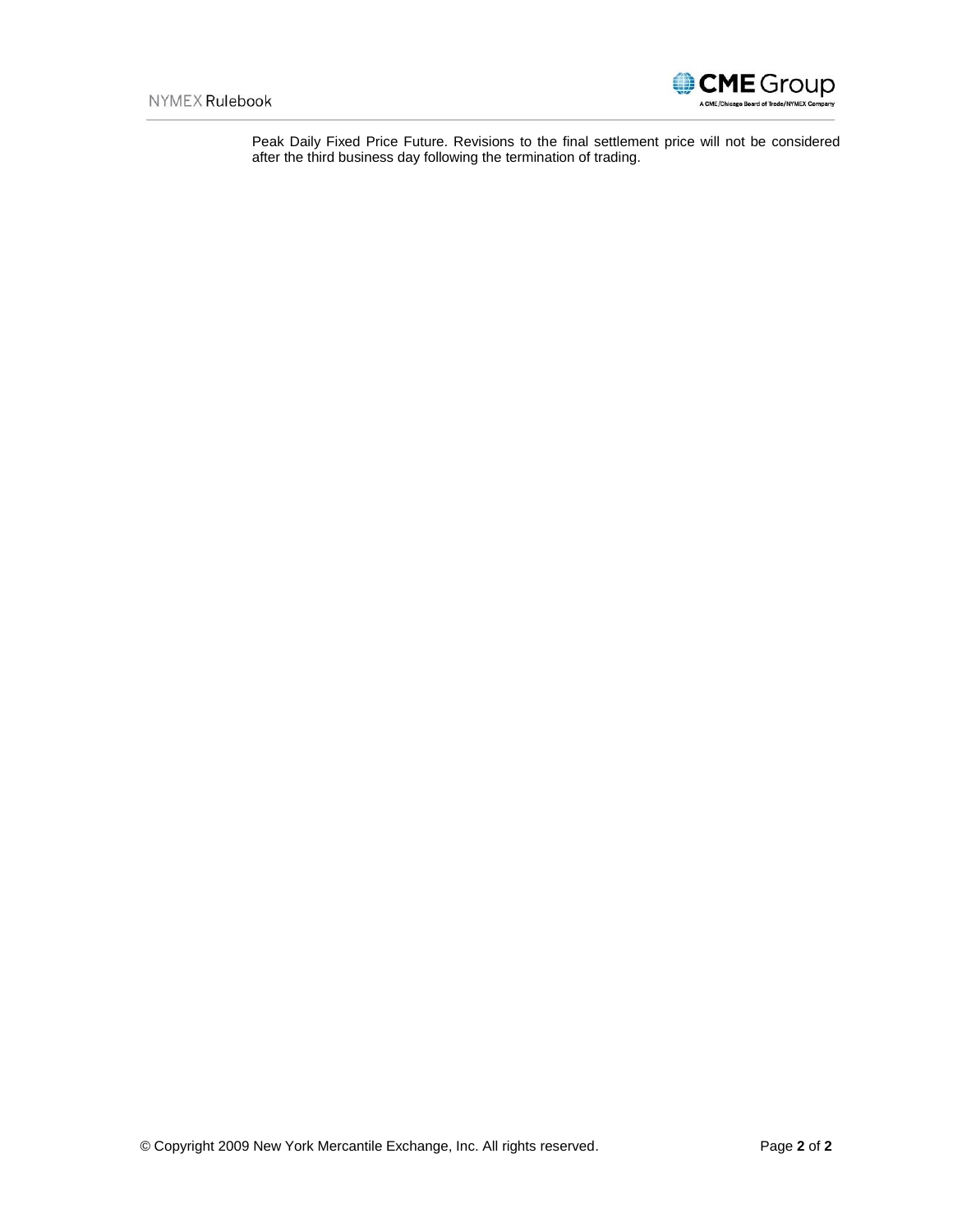Peak Daily Fixed Price Future. Revisions to the final settlement price will not be considered after the third business day following the termination of trading.